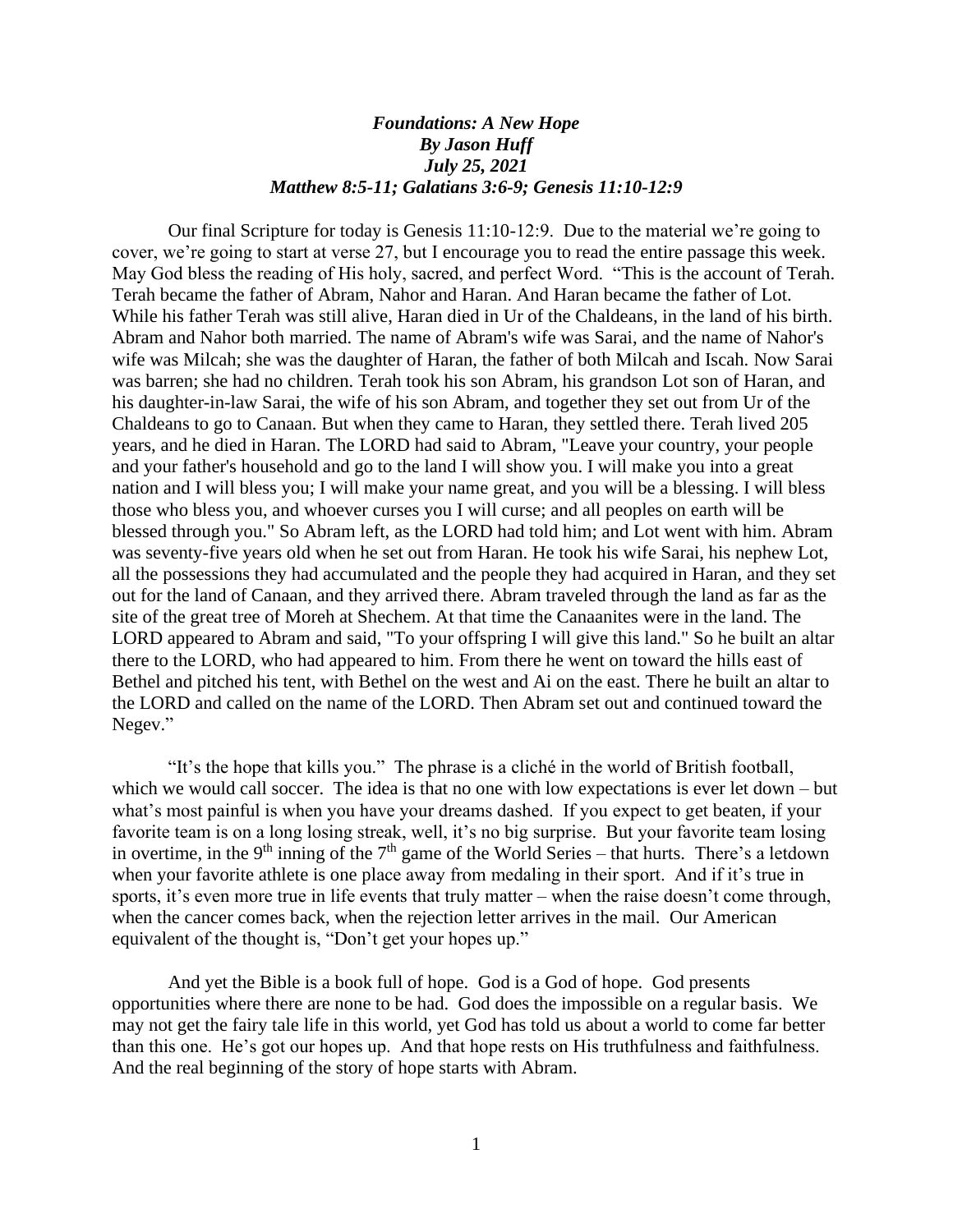***Foundations: A New Hope***
***By Jason Huff***
***July 25, 2021***
***Matthew 8:5-11; Galatians 3:6-9; Genesis 11:10-12:9***

Our final Scripture for today is Genesis 11:10-12:9. Due to the material we're going to cover, we're going to start at verse 27, but I encourage you to read the entire passage this week. May God bless the reading of His holy, sacred, and perfect Word. "This is the account of Terah. Terah became the father of Abram, Nahor and Haran. And Haran became the father of Lot. While his father Terah was still alive, Haran died in Ur of the Chaldeans, in the land of his birth. Abram and Nahor both married. The name of Abram's wife was Sarai, and the name of Nahor's wife was Milcah; she was the daughter of Haran, the father of both Milcah and Iscah. Now Sarai was barren; she had no children. Terah took his son Abram, his grandson Lot son of Haran, and his daughter-in-law Sarai, the wife of his son Abram, and together they set out from Ur of the Chaldeans to go to Canaan. But when they came to Haran, they settled there. Terah lived 205 years, and he died in Haran. The LORD had said to Abram, "Leave your country, your people and your father's household and go to the land I will show you. I will make you into a great nation and I will bless you; I will make your name great, and you will be a blessing. I will bless those who bless you, and whoever curses you I will curse; and all peoples on earth will be blessed through you." So Abram left, as the LORD had told him; and Lot went with him. Abram was seventy-five years old when he set out from Haran. He took his wife Sarai, his nephew Lot, all the possessions they had accumulated and the people they had acquired in Haran, and they set out for the land of Canaan, and they arrived there. Abram traveled through the land as far as the site of the great tree of Moreh at Shechem. At that time the Canaanites were in the land. The LORD appeared to Abram and said, "To your offspring I will give this land." So he built an altar there to the LORD, who had appeared to him. From there he went on toward the hills east of Bethel and pitched his tent, with Bethel on the west and Ai on the east. There he built an altar to the LORD and called on the name of the LORD. Then Abram set out and continued toward the Negev."

"It's the hope that kills you." The phrase is a cliché in the world of British football, which we would call soccer. The idea is that no one with low expectations is ever let down – but what's most painful is when you have your dreams dashed. If you expect to get beaten, if your favorite team is on a long losing streak, well, it's no big surprise. But your favorite team losing in overtime, in the 9th inning of the 7th game of the World Series – that hurts. There's a letdown when your favorite athlete is one place away from medaling in their sport. And if it's true in sports, it's even more true in life events that truly matter – when the raise doesn't come through, when the cancer comes back, when the rejection letter arrives in the mail. Our American equivalent of the thought is, "Don't get your hopes up."

And yet the Bible is a book full of hope. God is a God of hope. God presents opportunities where there are none to be had. God does the impossible on a regular basis. We may not get the fairy tale life in this world, yet God has told us about a world to come far better than this one. He's got our hopes up. And that hope rests on His truthfulness and faithfulness. And the real beginning of the story of hope starts with Abram.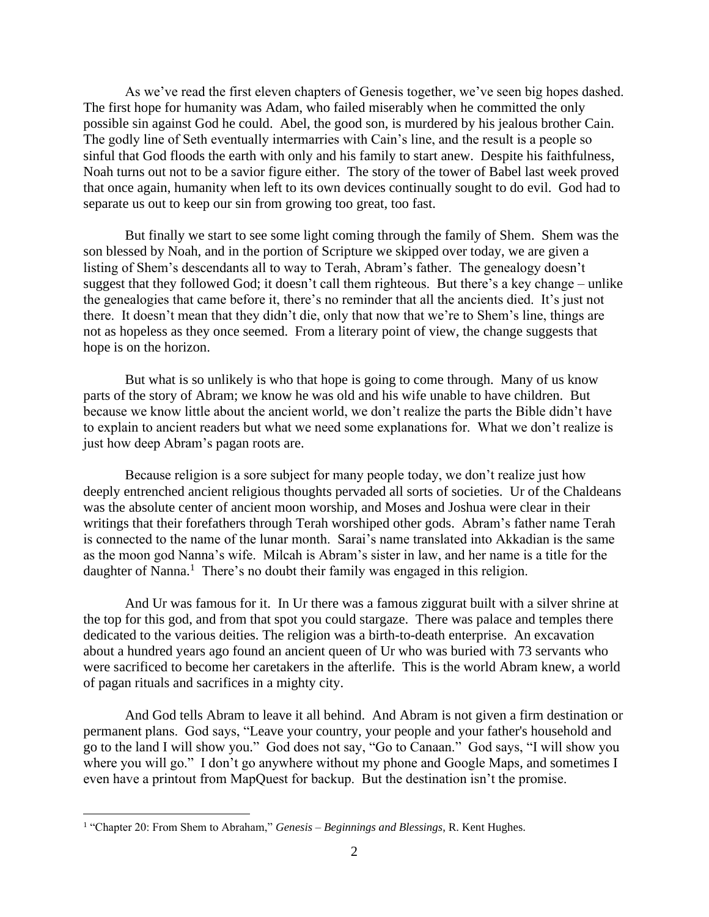As we've read the first eleven chapters of Genesis together, we've seen big hopes dashed. The first hope for humanity was Adam, who failed miserably when he committed the only possible sin against God he could. Abel, the good son, is murdered by his jealous brother Cain. The godly line of Seth eventually intermarries with Cain's line, and the result is a people so sinful that God floods the earth with only and his family to start anew. Despite his faithfulness, Noah turns out not to be a savior figure either. The story of the tower of Babel last week proved that once again, humanity when left to its own devices continually sought to do evil. God had to separate us out to keep our sin from growing too great, too fast.

But finally we start to see some light coming through the family of Shem. Shem was the son blessed by Noah, and in the portion of Scripture we skipped over today, we are given a listing of Shem's descendants all to way to Terah, Abram's father. The genealogy doesn't suggest that they followed God; it doesn't call them righteous. But there's a key change – unlike the genealogies that came before it, there's no reminder that all the ancients died. It's just not there. It doesn't mean that they didn't die, only that now that we're to Shem's line, things are not as hopeless as they once seemed. From a literary point of view, the change suggests that hope is on the horizon.

But what is so unlikely is who that hope is going to come through. Many of us know parts of the story of Abram; we know he was old and his wife unable to have children. But because we know little about the ancient world, we don't realize the parts the Bible didn't have to explain to ancient readers but what we need some explanations for. What we don't realize is just how deep Abram's pagan roots are.

Because religion is a sore subject for many people today, we don't realize just how deeply entrenched ancient religious thoughts pervaded all sorts of societies. Ur of the Chaldeans was the absolute center of ancient moon worship, and Moses and Joshua were clear in their writings that their forefathers through Terah worshiped other gods. Abram's father name Terah is connected to the name of the lunar month. Sarai's name translated into Akkadian is the same as the moon god Nanna's wife. Milcah is Abram's sister in law, and her name is a title for the daughter of Nanna.[1] There's no doubt their family was engaged in this religion.

And Ur was famous for it. In Ur there was a famous ziggurat built with a silver shrine at the top for this god, and from that spot you could stargaze. There was palace and temples there dedicated to the various deities. The religion was a birth-to-death enterprise. An excavation about a hundred years ago found an ancient queen of Ur who was buried with 73 servants who were sacrificed to become her caretakers in the afterlife. This is the world Abram knew, a world of pagan rituals and sacrifices in a mighty city.

And God tells Abram to leave it all behind. And Abram is not given a firm destination or permanent plans. God says, "Leave your country, your people and your father's household and go to the land I will show you." God does not say, "Go to Canaan." God says, "I will show you where you will go." I don't go anywhere without my phone and Google Maps, and sometimes I even have a printout from MapQuest for backup. But the destination isn't the promise.

---

[1] "Chapter 20: From Shem to Abraham," *Genesis – Beginnings and Blessings*, R. Kent Hughes.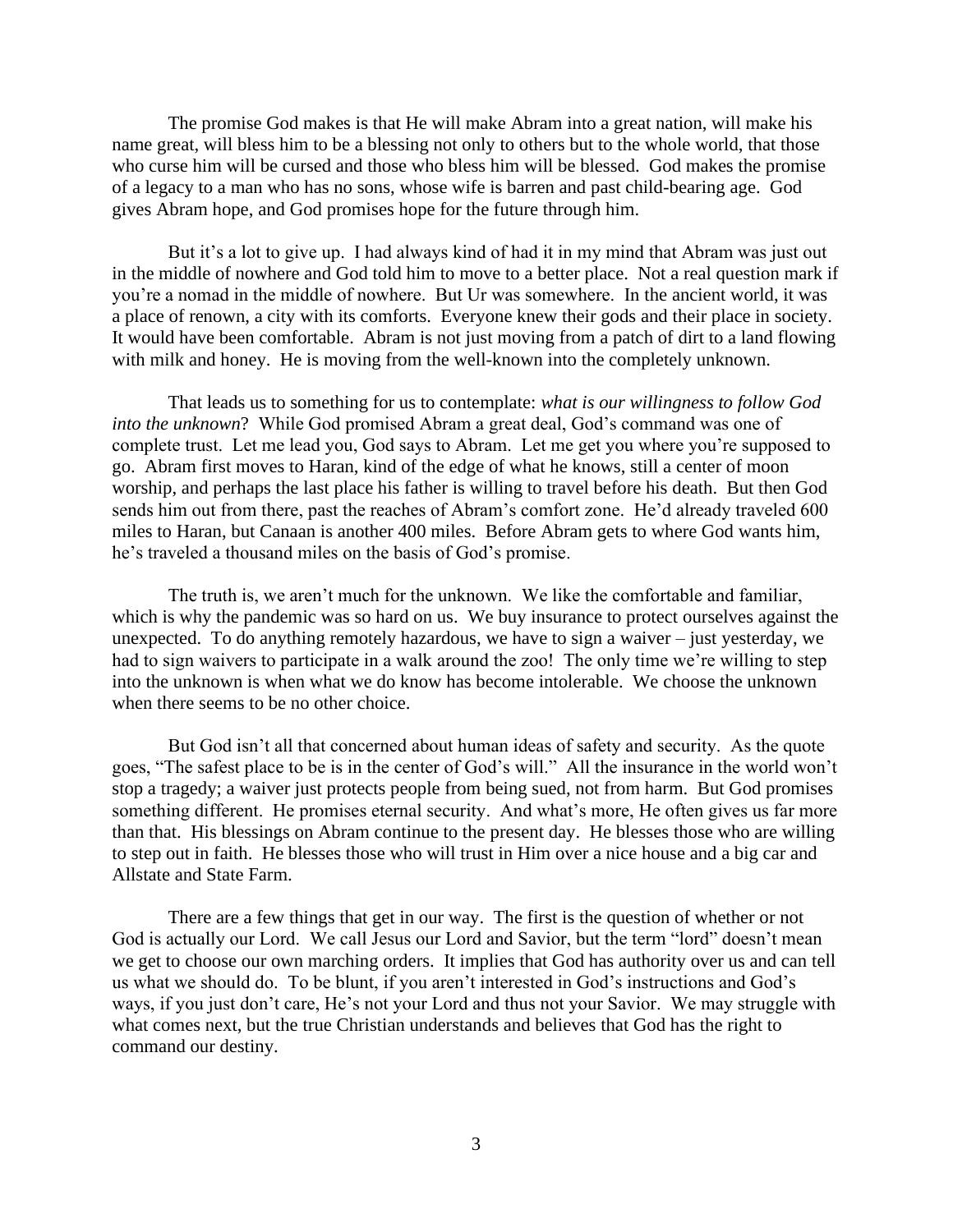The promise God makes is that He will make Abram into a great nation, will make his name great, will bless him to be a blessing not only to others but to the whole world, that those who curse him will be cursed and those who bless him will be blessed. God makes the promise of a legacy to a man who has no sons, whose wife is barren and past child-bearing age. God gives Abram hope, and God promises hope for the future through him.

But it's a lot to give up. I had always kind of had it in my mind that Abram was just out in the middle of nowhere and God told him to move to a better place. Not a real question mark if you're a nomad in the middle of nowhere. But Ur was somewhere. In the ancient world, it was a place of renown, a city with its comforts. Everyone knew their gods and their place in society. It would have been comfortable. Abram is not just moving from a patch of dirt to a land flowing with milk and honey. He is moving from the well-known into the completely unknown.

That leads us to something for us to contemplate: *what is our willingness to follow God into the unknown*? While God promised Abram a great deal, God's command was one of complete trust. Let me lead you, God says to Abram. Let me get you where you're supposed to go. Abram first moves to Haran, kind of the edge of what he knows, still a center of moon worship, and perhaps the last place his father is willing to travel before his death. But then God sends him out from there, past the reaches of Abram's comfort zone. He'd already traveled 600 miles to Haran, but Canaan is another 400 miles. Before Abram gets to where God wants him, he's traveled a thousand miles on the basis of God's promise.

The truth is, we aren't much for the unknown. We like the comfortable and familiar, which is why the pandemic was so hard on us. We buy insurance to protect ourselves against the unexpected. To do anything remotely hazardous, we have to sign a waiver – just yesterday, we had to sign waivers to participate in a walk around the zoo! The only time we're willing to step into the unknown is when what we do know has become intolerable. We choose the unknown when there seems to be no other choice.

But God isn't all that concerned about human ideas of safety and security. As the quote goes, "The safest place to be is in the center of God's will." All the insurance in the world won't stop a tragedy; a waiver just protects people from being sued, not from harm. But God promises something different. He promises eternal security. And what's more, He often gives us far more than that. His blessings on Abram continue to the present day. He blesses those who are willing to step out in faith. He blesses those who will trust in Him over a nice house and a big car and Allstate and State Farm.

There are a few things that get in our way. The first is the question of whether or not God is actually our Lord. We call Jesus our Lord and Savior, but the term "lord" doesn't mean we get to choose our own marching orders. It implies that God has authority over us and can tell us what we should do. To be blunt, if you aren't interested in God's instructions and God's ways, if you just don't care, He's not your Lord and thus not your Savior. We may struggle with what comes next, but the true Christian understands and believes that God has the right to command our destiny.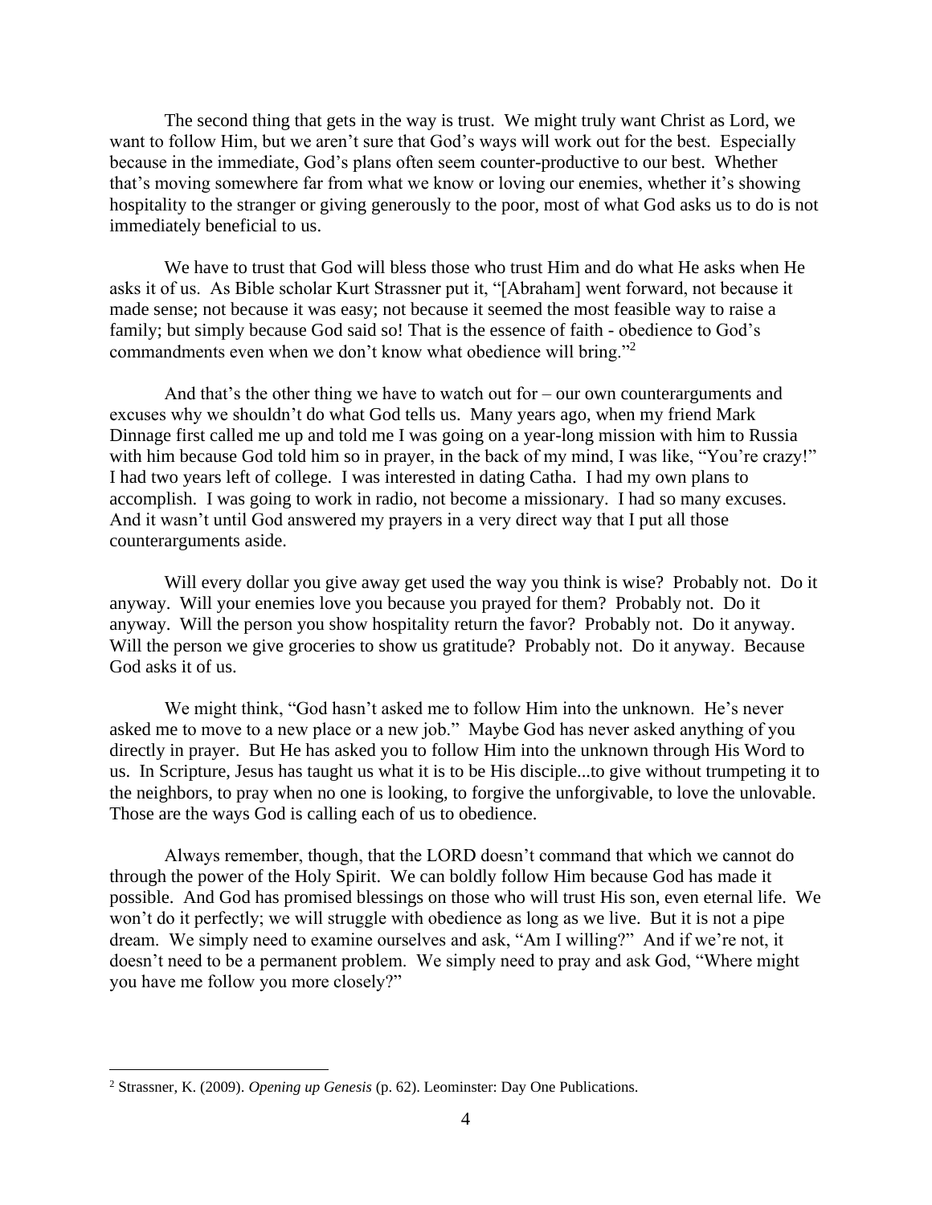The second thing that gets in the way is trust. We might truly want Christ as Lord, we want to follow Him, but we aren't sure that God's ways will work out for the best. Especially because in the immediate, God's plans often seem counter-productive to our best. Whether that's moving somewhere far from what we know or loving our enemies, whether it's showing hospitality to the stranger or giving generously to the poor, most of what God asks us to do is not immediately beneficial to us.

We have to trust that God will bless those who trust Him and do what He asks when He asks it of us. As Bible scholar Kurt Strassner put it, "[Abraham] went forward, not because it made sense; not because it was easy; not because it seemed the most feasible way to raise a family; but simply because God said so! That is the essence of faith - obedience to God's commandments even when we don't know what obedience will bring."[2]

And that's the other thing we have to watch out for – our own counterarguments and excuses why we shouldn't do what God tells us. Many years ago, when my friend Mark Dinnage first called me up and told me I was going on a year-long mission with him to Russia with him because God told him so in prayer, in the back of my mind, I was like, "You're crazy!" I had two years left of college. I was interested in dating Catha. I had my own plans to accomplish. I was going to work in radio, not become a missionary. I had so many excuses. And it wasn't until God answered my prayers in a very direct way that I put all those counterarguments aside.

Will every dollar you give away get used the way you think is wise? Probably not. Do it anyway. Will your enemies love you because you prayed for them? Probably not. Do it anyway. Will the person you show hospitality return the favor? Probably not. Do it anyway. Will the person we give groceries to show us gratitude? Probably not. Do it anyway. Because God asks it of us.

We might think, "God hasn't asked me to follow Him into the unknown. He's never asked me to move to a new place or a new job." Maybe God has never asked anything of you directly in prayer. But He has asked you to follow Him into the unknown through His Word to us. In Scripture, Jesus has taught us what it is to be His disciple...to give without trumpeting it to the neighbors, to pray when no one is looking, to forgive the unforgivable, to love the unlovable. Those are the ways God is calling each of us to obedience.

Always remember, though, that the LORD doesn't command that which we cannot do through the power of the Holy Spirit. We can boldly follow Him because God has made it possible. And God has promised blessings on those who will trust His son, even eternal life. We won't do it perfectly; we will struggle with obedience as long as we live. But it is not a pipe dream. We simply need to examine ourselves and ask, "Am I willing?" And if we're not, it doesn't need to be a permanent problem. We simply need to pray and ask God, "Where might you have me follow you more closely?"

---

[2] Strassner, K. (2009). *Opening up Genesis* (p. 62). Leominster: Day One Publications.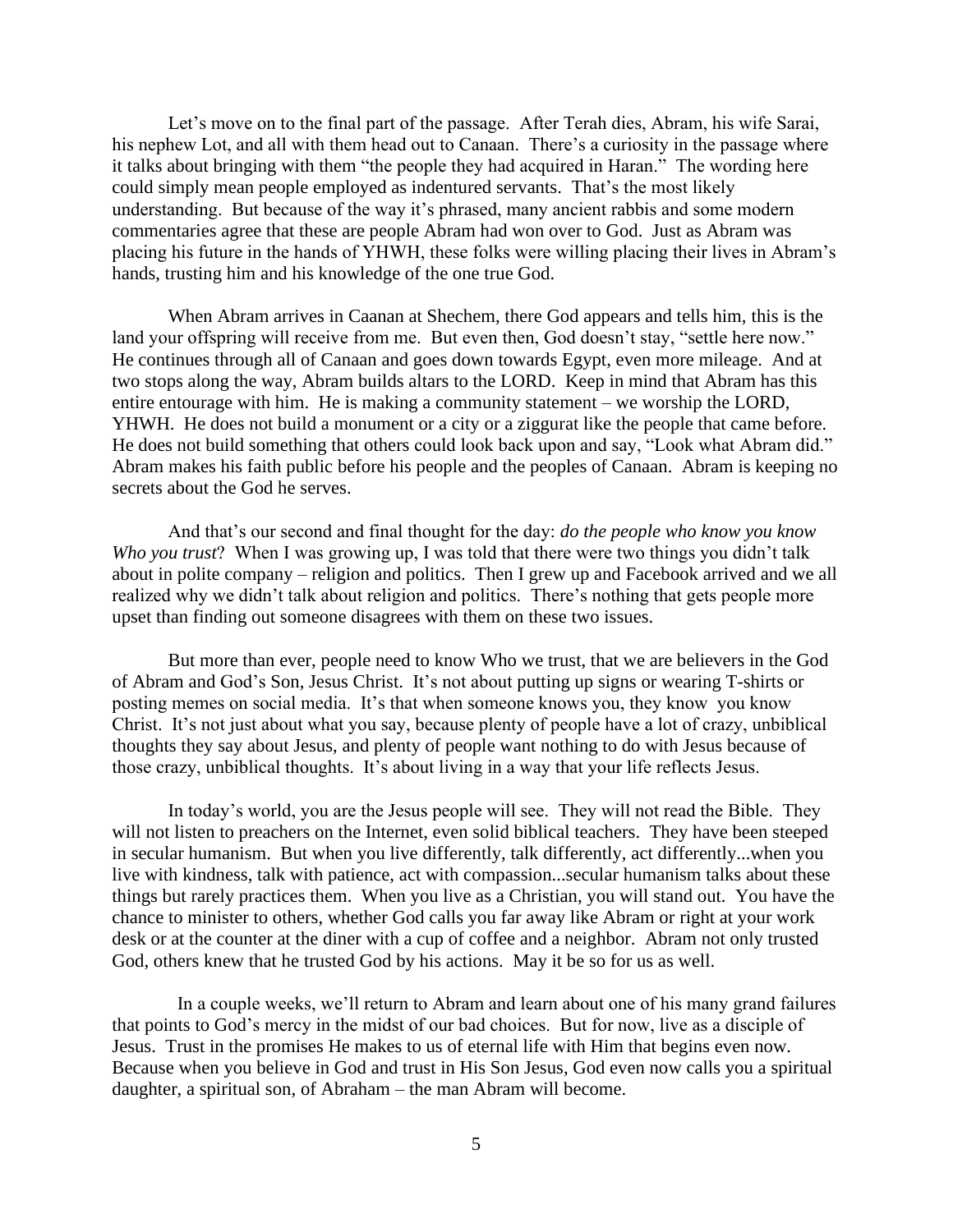Let's move on to the final part of the passage. After Terah dies, Abram, his wife Sarai, his nephew Lot, and all with them head out to Canaan. There's a curiosity in the passage where it talks about bringing with them "the people they had acquired in Haran." The wording here could simply mean people employed as indentured servants. That's the most likely understanding. But because of the way it's phrased, many ancient rabbis and some modern commentaries agree that these are people Abram had won over to God. Just as Abram was placing his future in the hands of YHWH, these folks were willing placing their lives in Abram's hands, trusting him and his knowledge of the one true God.

When Abram arrives in Caanan at Shechem, there God appears and tells him, this is the land your offspring will receive from me. But even then, God doesn't stay, "settle here now." He continues through all of Canaan and goes down towards Egypt, even more mileage. And at two stops along the way, Abram builds altars to the LORD. Keep in mind that Abram has this entire entourage with him. He is making a community statement – we worship the LORD, YHWH. He does not build a monument or a city or a ziggurat like the people that came before. He does not build something that others could look back upon and say, "Look what Abram did." Abram makes his faith public before his people and the peoples of Canaan. Abram is keeping no secrets about the God he serves.

And that's our second and final thought for the day: *do the people who know you know Who you trust*? When I was growing up, I was told that there were two things you didn't talk about in polite company – religion and politics. Then I grew up and Facebook arrived and we all realized why we didn't talk about religion and politics. There's nothing that gets people more upset than finding out someone disagrees with them on these two issues.

But more than ever, people need to know Who we trust, that we are believers in the God of Abram and God's Son, Jesus Christ. It's not about putting up signs or wearing T-shirts or posting memes on social media. It's that when someone knows you, they know you know Christ. It's not just about what you say, because plenty of people have a lot of crazy, unbiblical thoughts they say about Jesus, and plenty of people want nothing to do with Jesus because of those crazy, unbiblical thoughts. It's about living in a way that your life reflects Jesus.

In today's world, you are the Jesus people will see. They will not read the Bible. They will not listen to preachers on the Internet, even solid biblical teachers. They have been steeped in secular humanism. But when you live differently, talk differently, act differently...when you live with kindness, talk with patience, act with compassion...secular humanism talks about these things but rarely practices them. When you live as a Christian, you will stand out. You have the chance to minister to others, whether God calls you far away like Abram or right at your work desk or at the counter at the diner with a cup of coffee and a neighbor. Abram not only trusted God, others knew that he trusted God by his actions. May it be so for us as well.

In a couple weeks, we'll return to Abram and learn about one of his many grand failures that points to God's mercy in the midst of our bad choices. But for now, live as a disciple of Jesus. Trust in the promises He makes to us of eternal life with Him that begins even now. Because when you believe in God and trust in His Son Jesus, God even now calls you a spiritual daughter, a spiritual son, of Abraham – the man Abram will become.